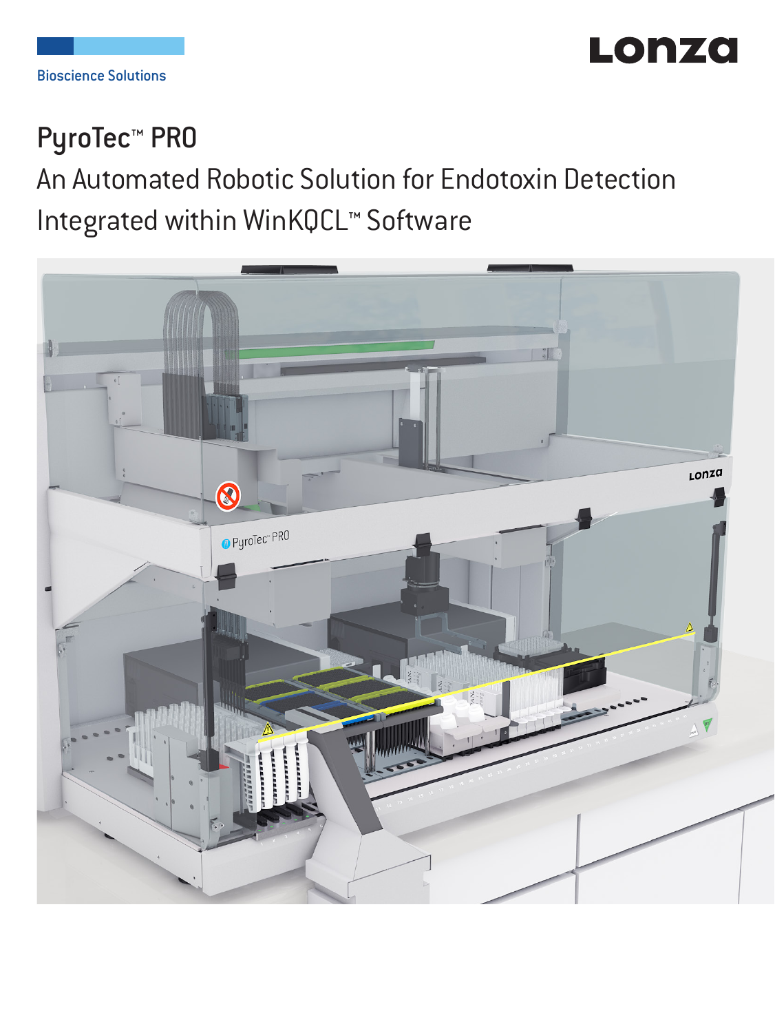Bioscience Solutions

Lonza

# PyroTec™ PRO

## An Automated Robotic Solution for Endotoxin Detection Integrated within WinKQCL™ Software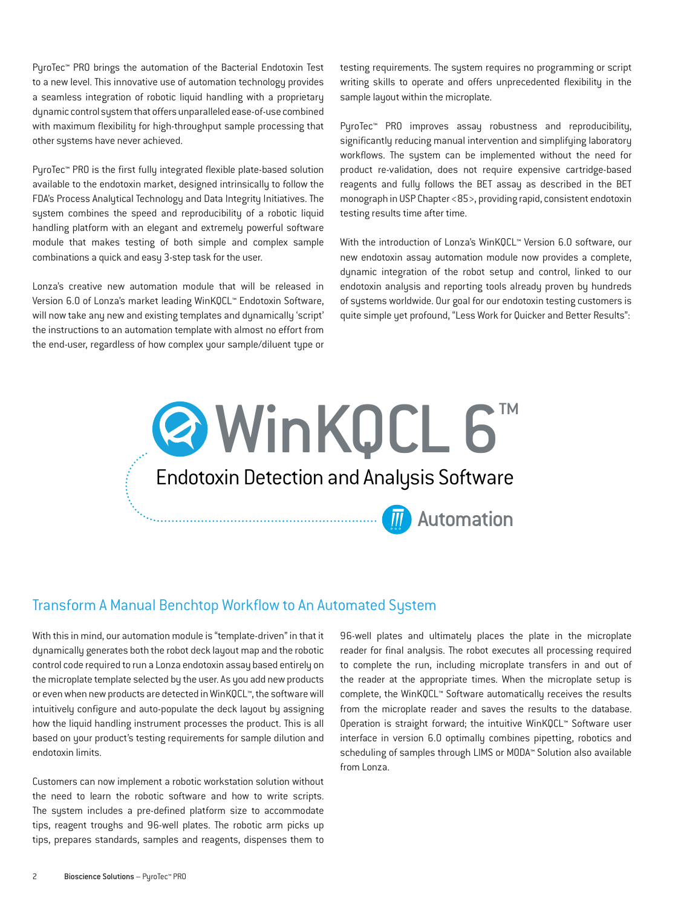PyroTec™ PRO brings the automation of the Bacterial Endotoxin Test to a new level. This innovative use of automation technology provides a seamless integration of robotic liquid handling with a proprietary dynamic control system that offers unparalleled ease-of-use combined with maximum flexibility for high-throughput sample processing that other systems have never achieved.

PyroTec™ PRO is the first fully integrated flexible plate-based solution available to the endotoxin market, designed intrinsically to follow the FDA's Process Analytical Technology and Data Integrity Initiatives. The system combines the speed and reproducibility of a robotic liquid handling platform with an elegant and extremely powerful software module that makes testing of both simple and complex sample combinations a quick and easy 3-step task for the user.

Lonza's creative new automation module that will be released in Version 6.0 of Lonza's market leading WinKQCL™ Endotoxin Software, will now take any new and existing templates and dynamically 'script' the instructions to an automation template with almost no effort from the end-user, regardless of how complex your sample/diluent type or testing requirements. The system requires no programming or script writing skills to operate and offers unprecedented flexibility in the sample layout within the microplate.

PyroTec™ PRO improves assay robustness and reproducibility, significantly reducing manual intervention and simplifying laboratory workflows. The system can be implemented without the need for product re-validation, does not require expensive cartridge-based reagents and fully follows the BET assay as described in the BET monograph in USP Chapter <85>, providing rapid, consistent endotoxin testing results time after time.

With the introduction of Lonza's WinKQCL™ Version 6.0 software, our new endotoxin assay automation module now provides a complete, dynamic integration of the robot setup and control, linked to our endotoxin analysis and reporting tools already proven by hundreds of systems worldwide. Our goal for our endotoxin testing customers is quite simple yet profound, "Less Work for Quicker and Better Results":

WinKQCL 6™

Endotoxin Detection and Analysis Software

Automation

## Transform A Manual Benchtop Workflow to An Automated System

With this in mind, our automation module is "template-driven" in that it dynamically generates both the robot deck layout map and the robotic control code required to run a Lonza endotoxin assay based entirely on the microplate template selected by the user. As you add new products or even when new products are detected in WinKQCL™, the software will intuitively configure and auto-populate the deck layout by assigning how the liquid handling instrument processes the product. This is all based on your product's testing requirements for sample dilution and endotoxin limits.

Customers can now implement a robotic workstation solution without the need to learn the robotic software and how to write scripts. The system includes a pre-defined platform size to accommodate tips, reagent troughs and 96-well plates. The robotic arm picks up tips, prepares standards, samples and reagents, dispenses them to 96-well plates and ultimately places the plate in the microplate reader for final analysis. The robot executes all processing required to complete the run, including microplate transfers in and out of the reader at the appropriate times. When the microplate setup is complete, the WinKQCL™ Software automatically receives the results from the microplate reader and saves the results to the database. Operation is straight forward; the intuitive WinKQCL™ Software user interface in version 6.0 optimally combines pipetting, robotics and scheduling of samples through LIMS or MODA™ Solution also available from Lonza.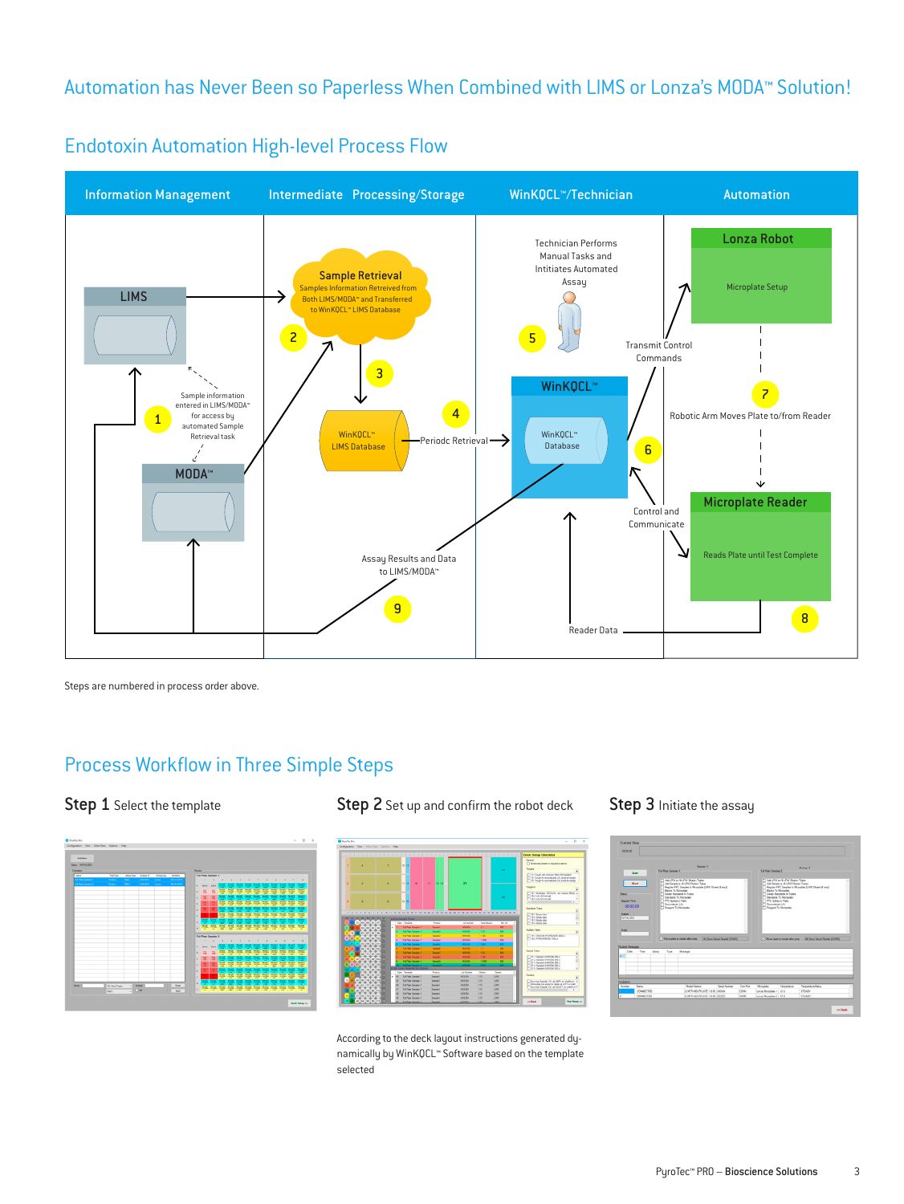# Automation has Never Been so Paperless When Combined with LIMS or Lonza's MODA™ Solution!

## Endotoxin Automation High-level Process Flow

| Information Management | Intermediate Processing/Storage | WinKQCL™/Technician | Automation |
|---|---|---|---|

LIMS

MODA™

1 Sample information entered in LIMS/MODA™ for access by automated Sample Retrieval task

2 **Sample Retrieval** Samples Information Retrieved from Both LIMS/MODA™ and Transferred to WinKQCL™ LIMS Database

3 WinKQCL™ LIMS Database

4 Periodc Retrieval

5 Technician Performs Manual Tasks and Intitiates Automated Assay

WinKQCL™ – WinKQCL™ Database

Transmit Control Commands

6 Control and Communicate

**Lonza Robot** – Microplate Setup

7 Robotic Arm Moves Plate to/from Reader

**Microplate Reader** – Reads Plate until Test Complete

8 Reader Data

9 Assay Results and Data to LIMS/MODA™

Steps are numbered in process order above.

## Process Workflow in Three Simple Steps

**Step 1** Select the template

**Step 2** Set up and confirm the robot deck

**Step 3** Initiate the assay

According to the deck layout instructions generated dynamically by WinKQCL™ Software based on the template selected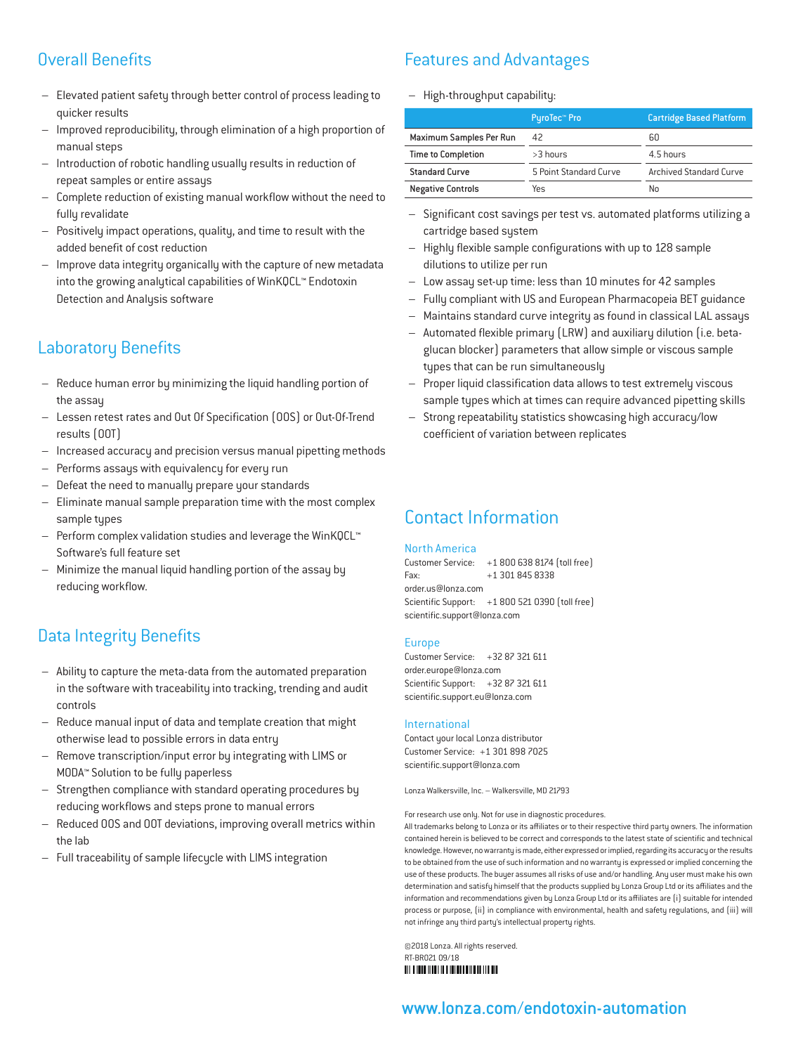## Overall Benefits

- Elevated patient safety through better control of process leading to quicker results
- Improved reproducibility, through elimination of a high proportion of manual steps
- Introduction of robotic handling usually results in reduction of repeat samples or entire assays
- Complete reduction of existing manual workflow without the need to fully revalidate
- Positively impact operations, quality, and time to result with the added benefit of cost reduction
- Improve data integrity organically with the capture of new metadata into the growing analytical capabilities of WinKQCL™ Endotoxin Detection and Analysis software

## Laboratory Benefits

- Reduce human error by minimizing the liquid handling portion of the assay
- Lessen retest rates and Out Of Specification (OOS) or Out-Of-Trend results (OOT)
- Increased accuracy and precision versus manual pipetting methods
- Performs assays with equivalency for every run
- Defeat the need to manually prepare your standards
- Eliminate manual sample preparation time with the most complex sample types
- Perform complex validation studies and leverage the WinKQCL™ Software's full feature set
- Minimize the manual liquid handling portion of the assay by reducing workflow.

## Data Integrity Benefits

- Ability to capture the meta-data from the automated preparation in the software with traceability into tracking, trending and audit controls
- Reduce manual input of data and template creation that might otherwise lead to possible errors in data entry
- Remove transcription/input error by integrating with LIMS or MODA™ Solution to be fully paperless
- Strengthen compliance with standard operating procedures by reducing workflows and steps prone to manual errors
- Reduced OOS and OOT deviations, improving overall metrics within the lab
- Full traceability of sample lifecycle with LIMS integration

## Features and Advantages

- High-throughput capability:

| | PyroTec™ Pro | Cartridge Based Platform |
|---|---|---|
| Maximum Samples Per Run | 42 | 60 |
| Time to Completion | >3 hours | 4.5 hours |
| Standard Curve | 5 Point Standard Curve | Archived Standard Curve |
| Negative Controls | Yes | No |

- Significant cost savings per test vs. automated platforms utilizing a cartridge based system
- Highly flexible sample configurations with up to 128 sample dilutions to utilize per run
- Low assay set-up time: less than 10 minutes for 42 samples
- Fully compliant with US and European Pharmacopeia BET guidance
- Maintains standard curve integrity as found in classical LAL assays
- Automated flexible primary (LRW) and auxiliary dilution (i.e. beta-glucan blocker) parameters that allow simple or viscous sample types that can be run simultaneously
- Proper liquid classification data allows to test extremely viscous sample types which at times can require advanced pipetting skills
- Strong repeatability statistics showcasing high accuracy/low coefficient of variation between replicates

## Contact Information

### North America

Customer Service: +1 800 638 8174 (toll free)
Fax: +1 301 845 8338
order.us@lonza.com
Scientific Support: +1 800 521 0390 (toll free)
scientific.support@lonza.com

### Europe

Customer Service: +32 87 321 611
order.europe@lonza.com
Scientific Support: +32 87 321 611
scientific.support.eu@lonza.com

### International

Contact your local Lonza distributor
Customer Service: +1 301 898 7025
scientific.support@lonza.com

Lonza Walkersville, Inc. – Walkersville, MD 21793

For research use only. Not for use in diagnostic procedures.
All trademarks belong to Lonza or its affiliates or to their respective third party owners. The information contained herein is believed to be correct and corresponds to the latest state of scientific and technical knowledge. However, no warranty is made, either expressed or implied, regarding its accuracy or the results to be obtained from the use of such information and no warranty is expressed or implied concerning the use of these products. The buyer assumes all risks of use and/or handling. Any user must make his own determination and satisfy himself that the products supplied by Lonza Group Ltd or its affiliates and the information and recommendations given by Lonza Group Ltd or its affiliates are (i) suitable for intended process or purpose, (ii) in compliance with environmental, health and safety regulations, and (iii) will not infringe any third party's intellectual property rights.

©2018 Lonza. All rights reserved.
RT-BR021 09/18

www.lonza.com/endotoxin-automation